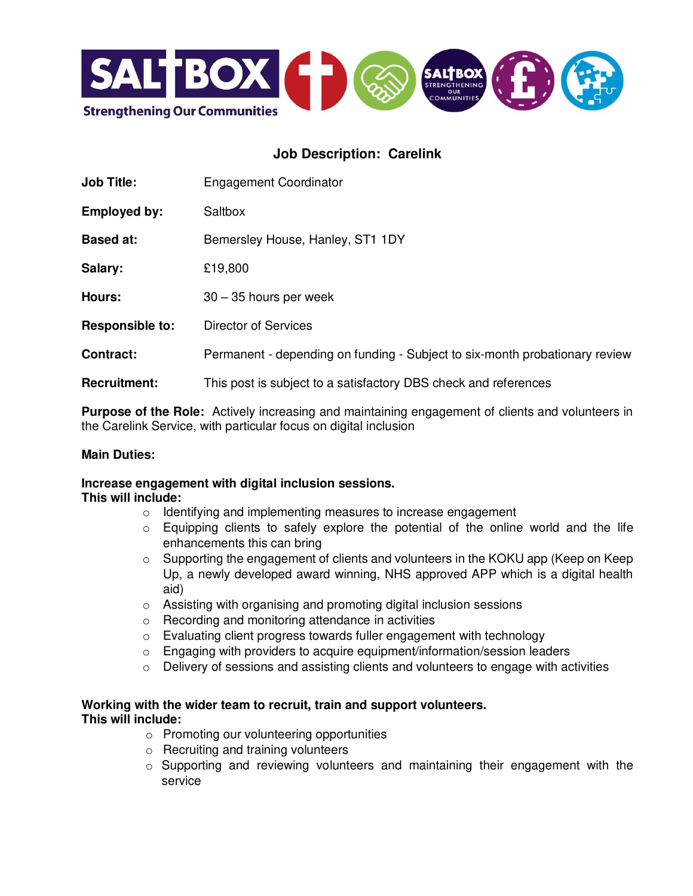## Job Description: Carelink

| | |
|---|---|
| **Job Title:** | Engagement Coordinator |
| **Employed by:** | Saltbox |
| **Based at:** | Bemersley House, Hanley, ST1 1DY |
| **Salary:** | £19,800 |
| **Hours:** | 30 – 35 hours per week |
| **Responsible to:** | Director of Services |
| **Contract:** | Permanent - depending on funding - Subject to six-month probationary review |
| **Recruitment:** | This post is subject to a satisfactory DBS check and references |

**Purpose of the Role:** Actively increasing and maintaining engagement of clients and volunteers in the Carelink Service, with particular focus on digital inclusion

**Main Duties:**

**Increase engagement with digital inclusion sessions.**
**This will include:**

- Identifying and implementing measures to increase engagement
- Equipping clients to safely explore the potential of the online world and the life enhancements this can bring
- Supporting the engagement of clients and volunteers in the KOKU app (Keep on Keep Up, a newly developed award winning, NHS approved APP which is a digital health aid)
- Assisting with organising and promoting digital inclusion sessions
- Recording and monitoring attendance in activities
- Evaluating client progress towards fuller engagement with technology
- Engaging with providers to acquire equipment/information/session leaders
- Delivery of sessions and assisting clients and volunteers to engage with activities

**Working with the wider team to recruit, train and support volunteers.**
**This will include:**

- Promoting our volunteering opportunities
- Recruiting and training volunteers
- Supporting and reviewing volunteers and maintaining their engagement with the service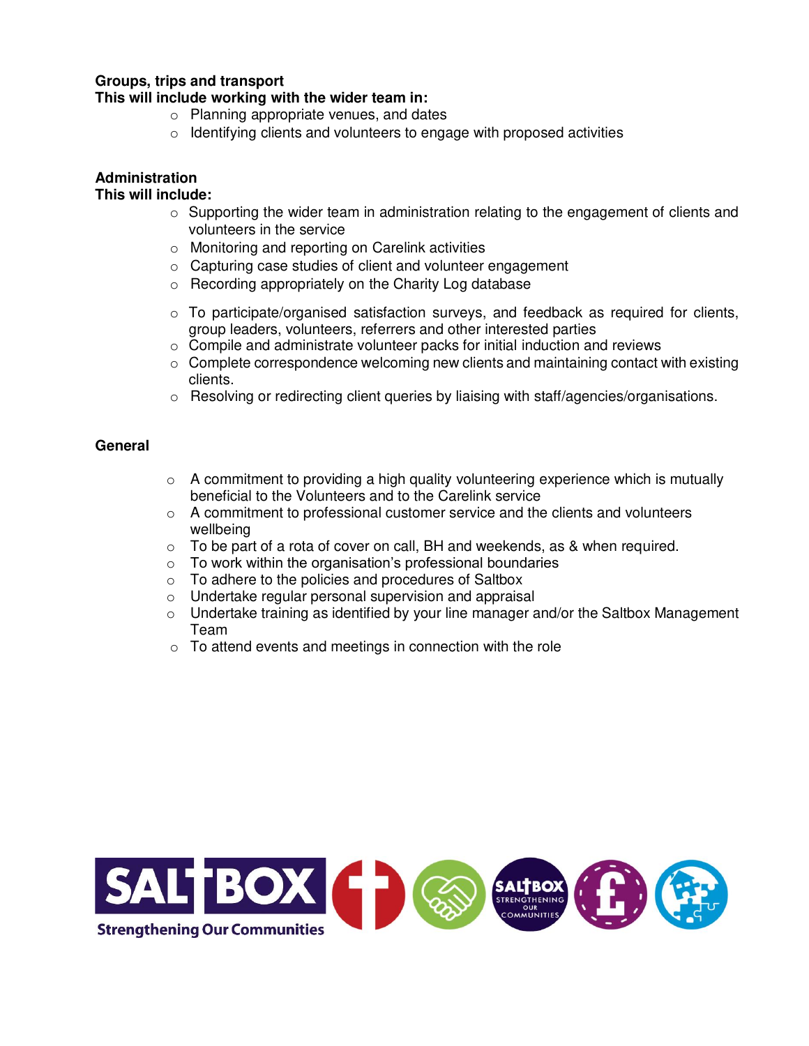**Groups, trips and transport**
**This will include working with the wider team in:**

- Planning appropriate venues, and dates
- Identifying clients and volunteers to engage with proposed activities

**Administration**
**This will include:**

- Supporting the wider team in administration relating to the engagement of clients and volunteers in the service
- Monitoring and reporting on Carelink activities
- Capturing case studies of client and volunteer engagement
- Recording appropriately on the Charity Log database

- To participate/organised satisfaction surveys, and feedback as required for clients, group leaders, volunteers, referrers and other interested parties
- Compile and administrate volunteer packs for initial induction and reviews
- Complete correspondence welcoming new clients and maintaining contact with existing clients.
- Resolving or redirecting client queries by liaising with staff/agencies/organisations.

**General**

- A commitment to providing a high quality volunteering experience which is mutually beneficial to the Volunteers and to the Carelink service
- A commitment to professional customer service and the clients and volunteers wellbeing
- To be part of a rota of cover on call, BH and weekends, as & when required.
- To work within the organisation's professional boundaries
- To adhere to the policies and procedures of Saltbox
- Undertake regular personal supervision and appraisal
- Undertake training as identified by your line manager and/or the Saltbox Management Team
- To attend events and meetings in connection with the role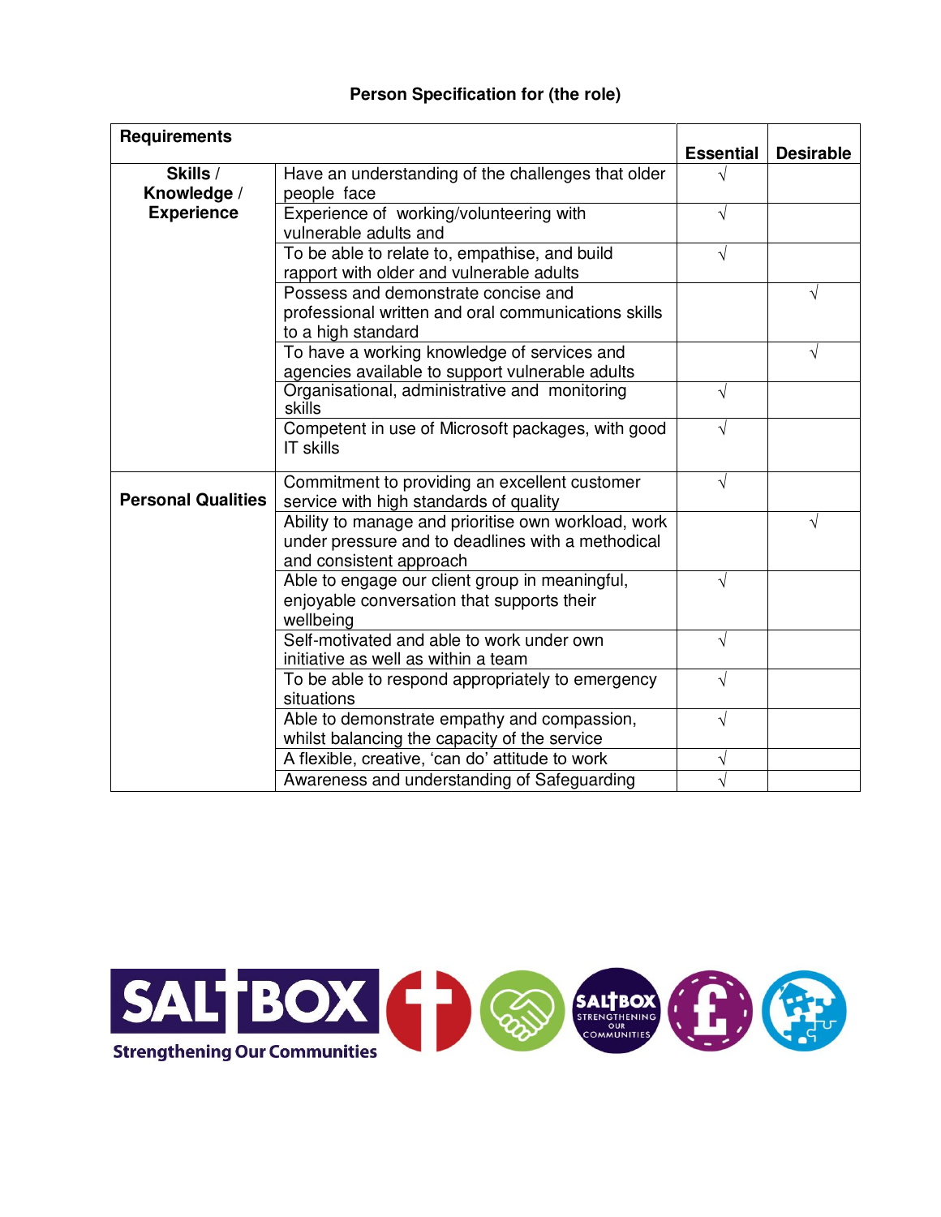**Person Specification for (the role)**

| Requirements | | Essential | Desirable |
|---|---|---|---|
| **Skills / Knowledge / Experience** | Have an understanding of the challenges that older people face | √ | |
| | Experience of working/volunteering with vulnerable adults and | √ | |
| | To be able to relate to, empathise, and build rapport with older and vulnerable adults | √ | |
| | Possess and demonstrate concise and professional written and oral communications skills to a high standard | | √ |
| | To have a working knowledge of services and agencies available to support vulnerable adults | | √ |
| | Organisational, administrative and monitoring skills | √ | |
| | Competent in use of Microsoft packages, with good IT skills | √ | |
| **Personal Qualities** | Commitment to providing an excellent customer service with high standards of quality | √ | |
| | Ability to manage and prioritise own workload, work under pressure and to deadlines with a methodical and consistent approach | | √ |
| | Able to engage our client group in meaningful, enjoyable conversation that supports their wellbeing | √ | |
| | Self-motivated and able to work under own initiative as well as within a team | √ | |
| | To be able to respond appropriately to emergency situations | √ | |
| | Able to demonstrate empathy and compassion, whilst balancing the capacity of the service | √ | |
| | A flexible, creative, 'can do' attitude to work | √ | |
| | Awareness and understanding of Safeguarding | √ | |

SALTBOX
Strengthening Our Communities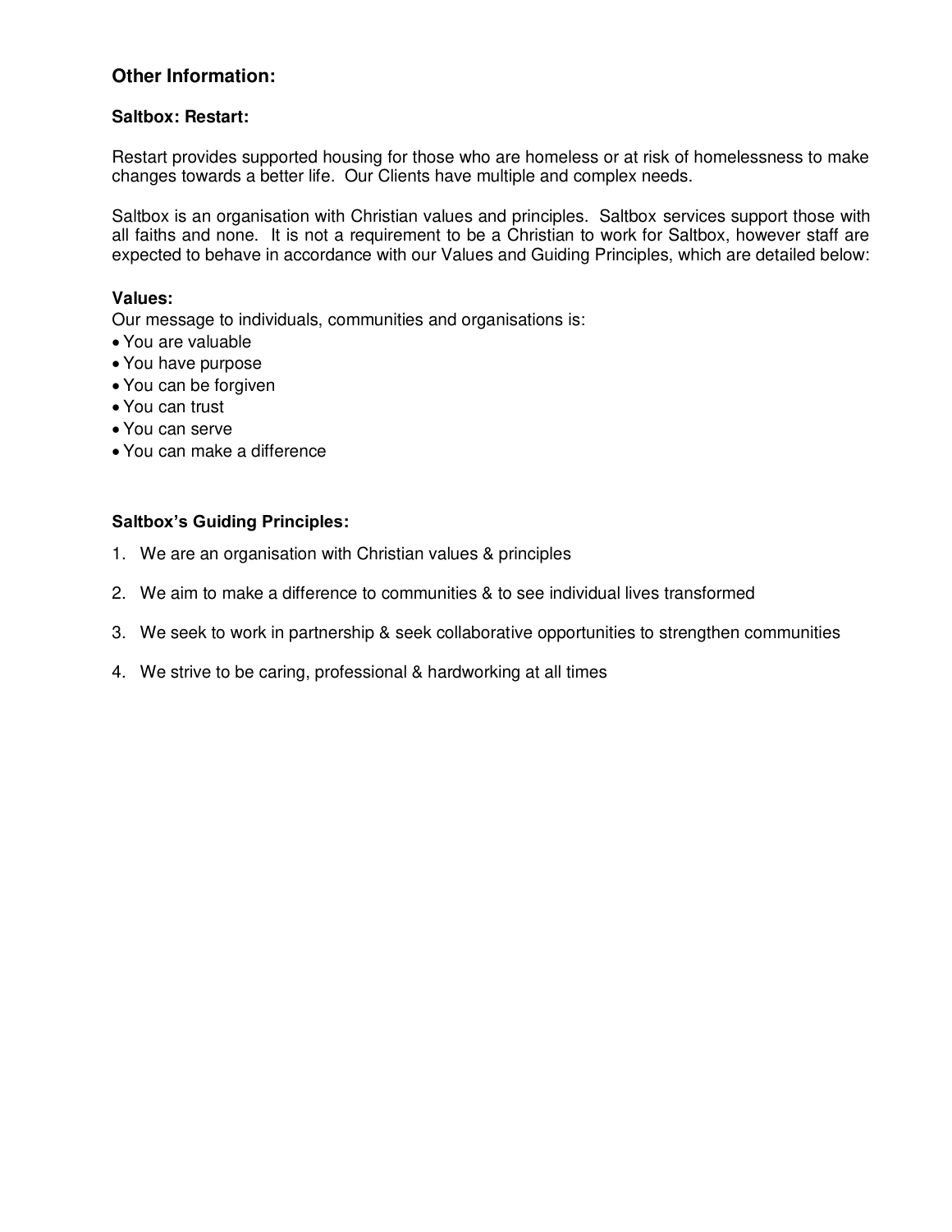## Other Information:

### Saltbox: Restart:

Restart provides supported housing for those who are homeless or at risk of homelessness to make changes towards a better life. Our Clients have multiple and complex needs.

Saltbox is an organisation with Christian values and principles. Saltbox services support those with all faiths and none. It is not a requirement to be a Christian to work for Saltbox, however staff are expected to behave in accordance with our Values and Guiding Principles, which are detailed below:

### Values:

Our message to individuals, communities and organisations is:

- You are valuable
- You have purpose
- You can be forgiven
- You can trust
- You can serve
- You can make a difference

### Saltbox's Guiding Principles:

1. We are an organisation with Christian values & principles
2. We aim to make a difference to communities & to see individual lives transformed
3. We seek to work in partnership & seek collaborative opportunities to strengthen communities
4. We strive to be caring, professional & hardworking at all times